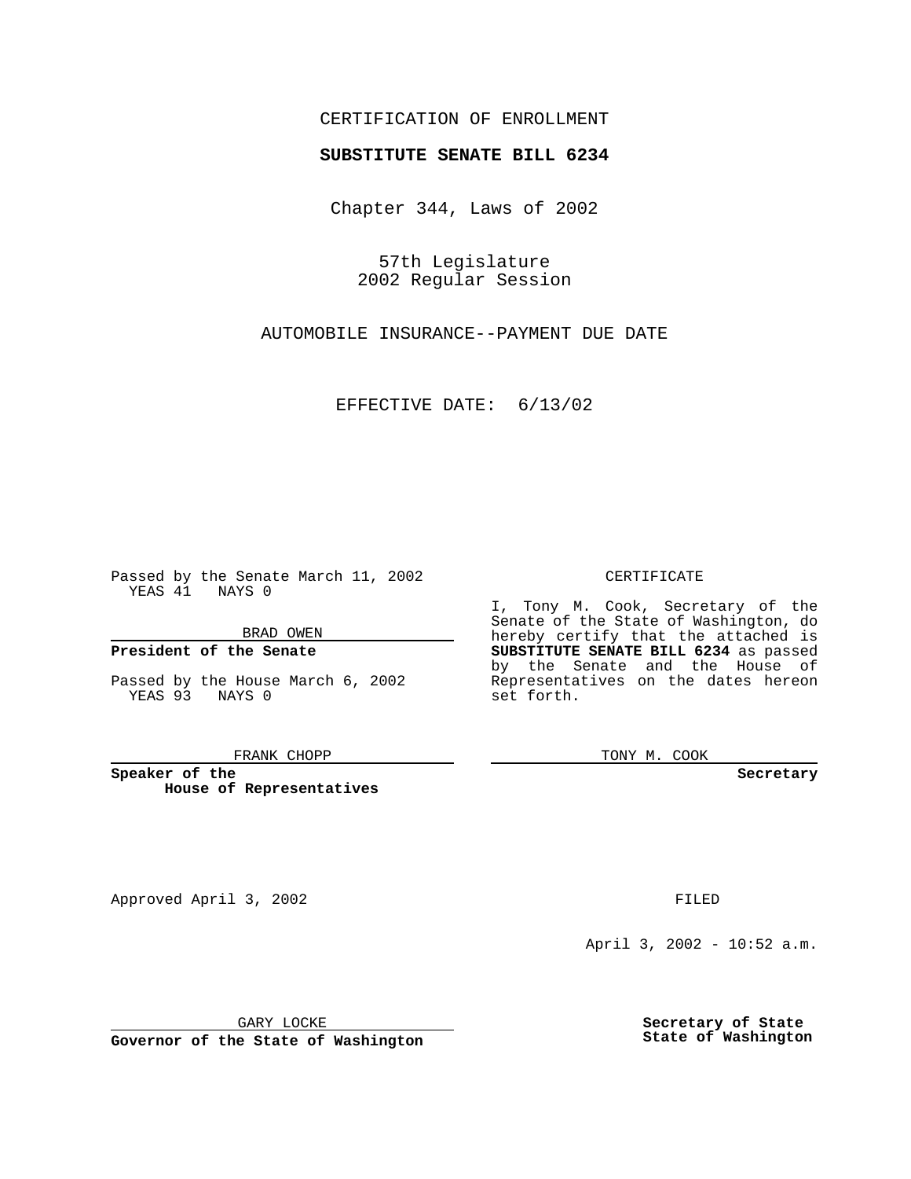CERTIFICATION OF ENROLLMENT

**SUBSTITUTE SENATE BILL 6234**

Chapter 344, Laws of 2002

57th Legislature
2002 Regular Session

AUTOMOBILE INSURANCE--PAYMENT DUE DATE

EFFECTIVE DATE: 6/13/02

Passed by the Senate March 11, 2002
YEAS 41 NAYS 0

BRAD OWEN

**President of the Senate**

Passed by the House March 6, 2002
YEAS 93 NAYS 0

FRANK CHOPP

**Speaker of the House of Representatives**

CERTIFICATE

I, Tony M. Cook, Secretary of the Senate of the State of Washington, do hereby certify that the attached is **SUBSTITUTE SENATE BILL 6234** as passed by the Senate and the House of Representatives on the dates hereon set forth.

TONY M. COOK

**Secretary**

Approved April 3, 2002

GARY LOCKE

**Governor of the State of Washington**

FILED

April 3, 2002 - 10:52 a.m.

**Secretary of State**
**State of Washington**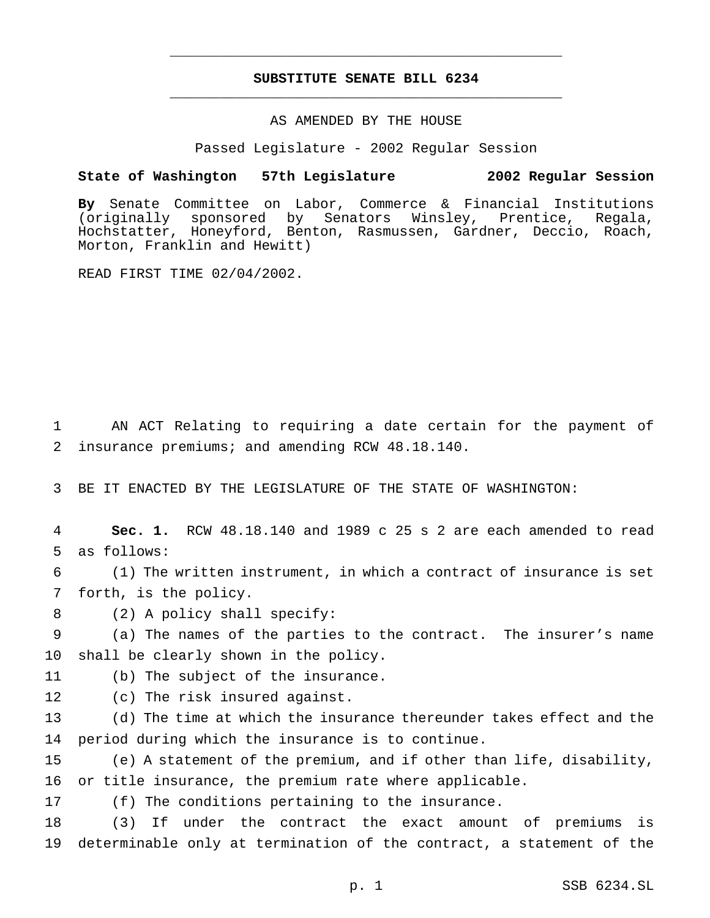# SUBSTITUTE SENATE BILL 6234

AS AMENDED BY THE HOUSE

Passed Legislature - 2002 Regular Session

**State of Washington 57th Legislature 2002 Regular Session**

**By** Senate Committee on Labor, Commerce & Financial Institutions (originally sponsored by Senators Winsley, Prentice, Regala, Hochstatter, Honeyford, Benton, Rasmussen, Gardner, Deccio, Roach, Morton, Franklin and Hewitt)

READ FIRST TIME 02/04/2002.

AN ACT Relating to requiring a date certain for the payment of insurance premiums; and amending RCW 48.18.140.

BE IT ENACTED BY THE LEGISLATURE OF THE STATE OF WASHINGTON:

**Sec. 1.** RCW 48.18.140 and 1989 c 25 s 2 are each amended to read as follows:

(1) The written instrument, in which a contract of insurance is set forth, is the policy.

(2) A policy shall specify:

(a) The names of the parties to the contract. The insurer's name shall be clearly shown in the policy.

(b) The subject of the insurance.

(c) The risk insured against.

(d) The time at which the insurance thereunder takes effect and the period during which the insurance is to continue.

(e) A statement of the premium, and if other than life, disability, or title insurance, the premium rate where applicable.

(f) The conditions pertaining to the insurance.

(3) If under the contract the exact amount of premiums is determinable only at termination of the contract, a statement of the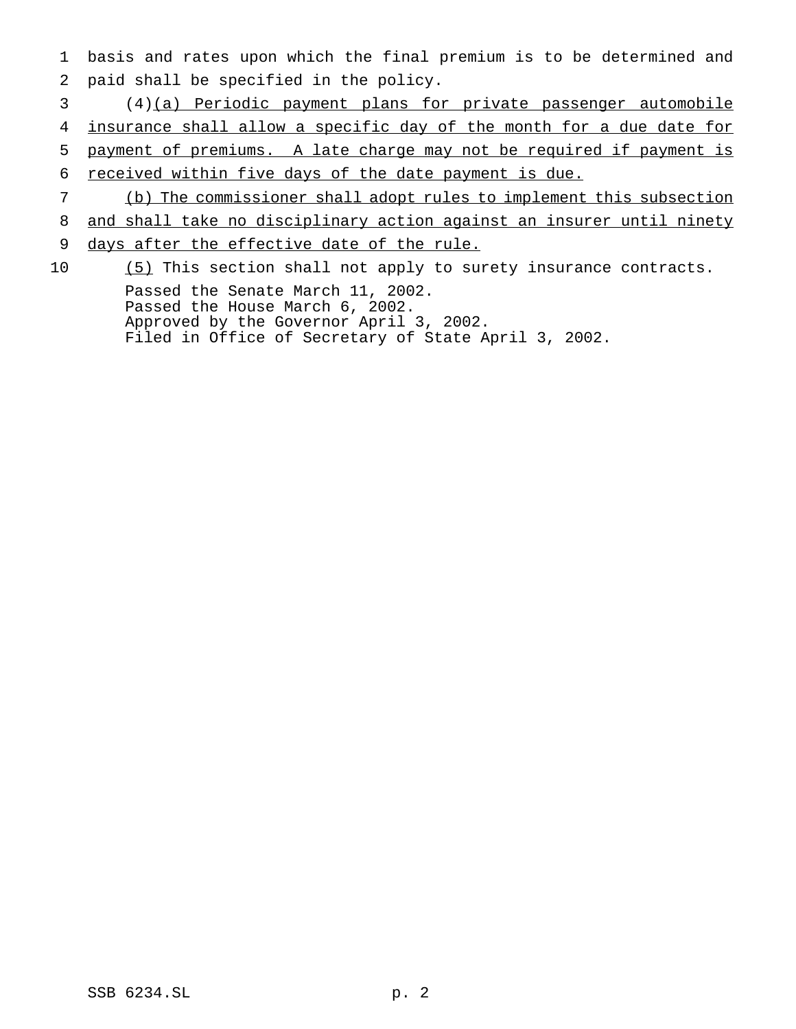basis and rates upon which the final premium is to be determined and paid shall be specified in the policy.

(4)<u>(a) Periodic payment plans for private passenger automobile insurance shall allow a specific day of the month for a due date for payment of premiums. A late charge may not be required if payment is received within five days of the date payment is due.</u>

<u>(b) The commissioner shall adopt rules to implement this subsection and shall take no disciplinary action against an insurer until ninety days after the effective date of the rule.</u>

<u>(5)</u> This section shall not apply to surety insurance contracts.

Passed the Senate March 11, 2002.
Passed the House March 6, 2002.
Approved by the Governor April 3, 2002.
Filed in Office of Secretary of State April 3, 2002.